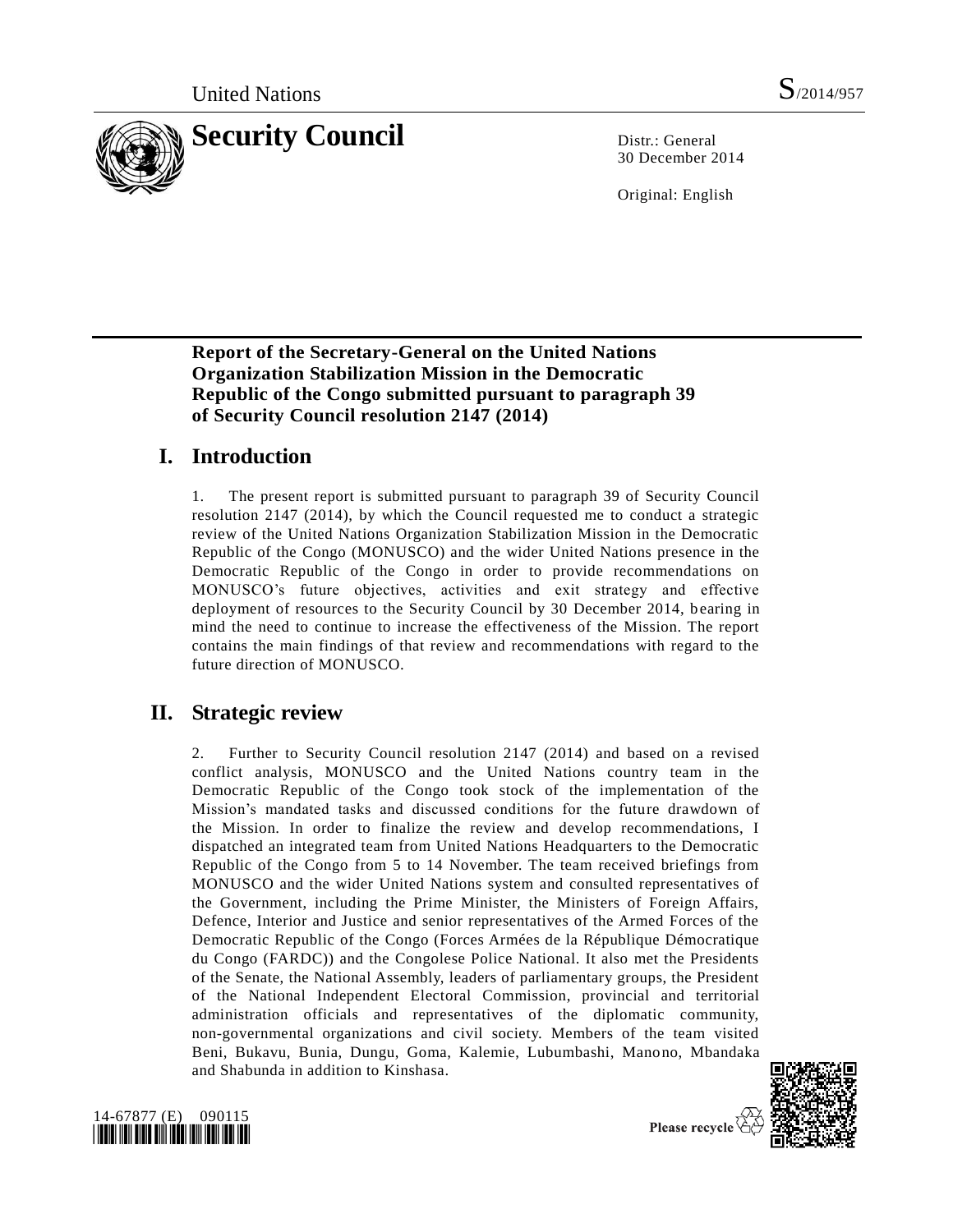United Nations S/2014/957

# Security Council

Distr.: General
30 December 2014

Original: English

## Report of the Secretary-General on the United Nations Organization Stabilization Mission in the Democratic Republic of the Congo submitted pursuant to paragraph 39 of Security Council resolution 2147 (2014)

## I. Introduction

1. The present report is submitted pursuant to paragraph 39 of Security Council resolution 2147 (2014), by which the Council requested me to conduct a strategic review of the United Nations Organization Stabilization Mission in the Democratic Republic of the Congo (MONUSCO) and the wider United Nations presence in the Democratic Republic of the Congo in order to provide recommendations on MONUSCO's future objectives, activities and exit strategy and effective deployment of resources to the Security Council by 30 December 2014, bearing in mind the need to continue to increase the effectiveness of the Mission. The report contains the main findings of that review and recommendations with regard to the future direction of MONUSCO.

## II. Strategic review

2. Further to Security Council resolution 2147 (2014) and based on a revised conflict analysis, MONUSCO and the United Nations country team in the Democratic Republic of the Congo took stock of the implementation of the Mission's mandated tasks and discussed conditions for the future drawdown of the Mission. In order to finalize the review and develop recommendations, I dispatched an integrated team from United Nations Headquarters to the Democratic Republic of the Congo from 5 to 14 November. The team received briefings from MONUSCO and the wider United Nations system and consulted representatives of the Government, including the Prime Minister, the Ministers of Foreign Affairs, Defence, Interior and Justice and senior representatives of the Armed Forces of the Democratic Republic of the Congo (Forces Armées de la République Démocratique du Congo (FARDC)) and the Congolese Police National. It also met the Presidents of the Senate, the National Assembly, leaders of parliamentary groups, the President of the National Independent Electoral Commission, provincial and territorial administration officials and representatives of the diplomatic community, non-governmental organizations and civil society. Members of the team visited Beni, Bukavu, Bunia, Dungu, Goma, Kalemie, Lubumbashi, Manono, Mbandaka and Shabunda in addition to Kinshasa.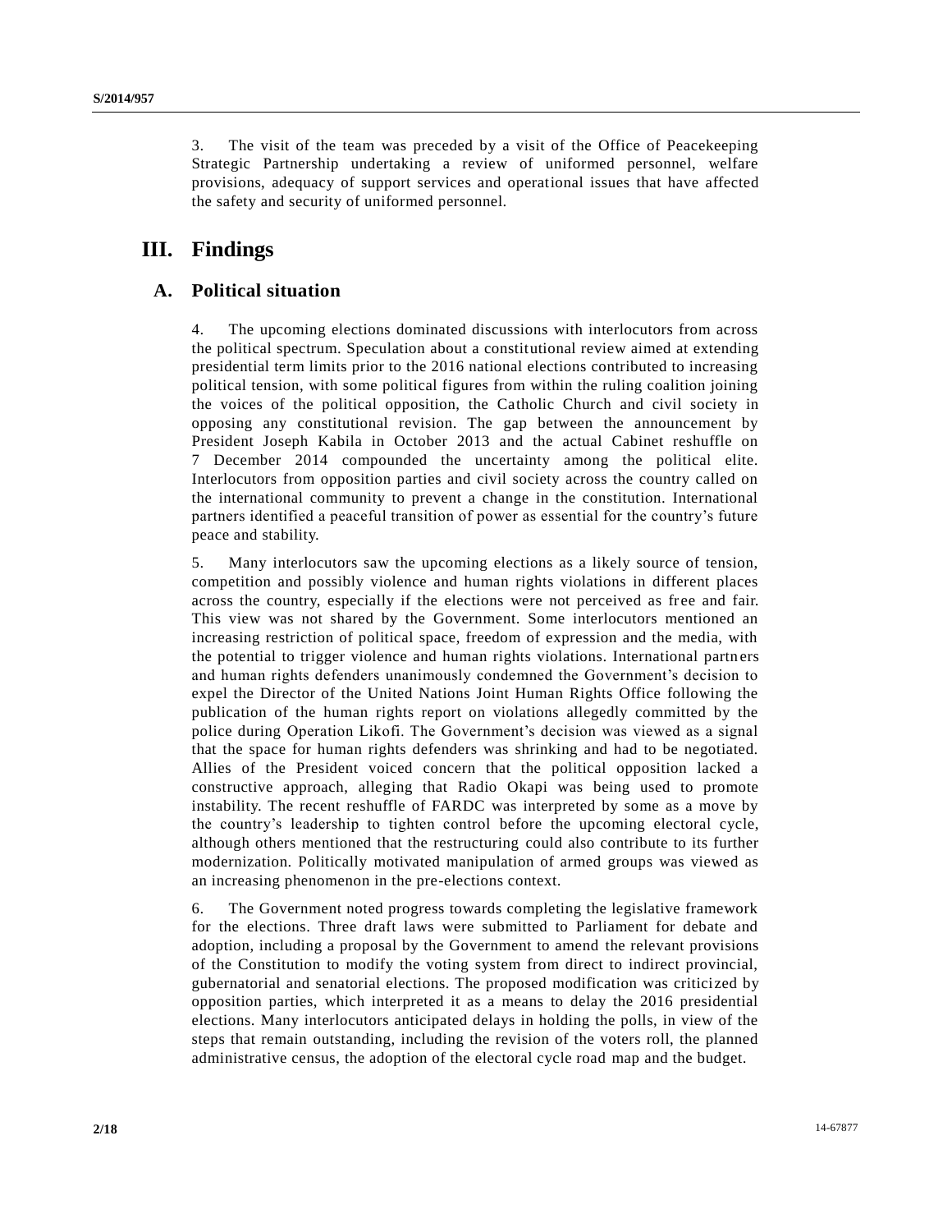3. The visit of the team was preceded by a visit of the Office of Peacekeeping Strategic Partnership undertaking a review of uniformed personnel, welfare provisions, adequacy of support services and operational issues that have affected the safety and security of uniformed personnel.

# III. Findings

## A. Political situation

4. The upcoming elections dominated discussions with interlocutors from across the political spectrum. Speculation about a constitutional review aimed at extending presidential term limits prior to the 2016 national elections contributed to increasing political tension, with some political figures from within the ruling coalition joining the voices of the political opposition, the Catholic Church and civil society in opposing any constitutional revision. The gap between the announcement by President Joseph Kabila in October 2013 and the actual Cabinet reshuffle on 7 December 2014 compounded the uncertainty among the political elite. Interlocutors from opposition parties and civil society across the country called on the international community to prevent a change in the constitution. International partners identified a peaceful transition of power as essential for the country's future peace and stability.

5. Many interlocutors saw the upcoming elections as a likely source of tension, competition and possibly violence and human rights violations in different places across the country, especially if the elections were not perceived as free and fair. This view was not shared by the Government. Some interlocutors mentioned an increasing restriction of political space, freedom of expression and the media, with the potential to trigger violence and human rights violations. International partners and human rights defenders unanimously condemned the Government's decision to expel the Director of the United Nations Joint Human Rights Office following the publication of the human rights report on violations allegedly committed by the police during Operation Likofi. The Government's decision was viewed as a signal that the space for human rights defenders was shrinking and had to be negotiated. Allies of the President voiced concern that the political opposition lacked a constructive approach, alleging that Radio Okapi was being used to promote instability. The recent reshuffle of FARDC was interpreted by some as a move by the country's leadership to tighten control before the upcoming electoral cycle, although others mentioned that the restructuring could also contribute to its further modernization. Politically motivated manipulation of armed groups was viewed as an increasing phenomenon in the pre-elections context.

6. The Government noted progress towards completing the legislative framework for the elections. Three draft laws were submitted to Parliament for debate and adoption, including a proposal by the Government to amend the relevant provisions of the Constitution to modify the voting system from direct to indirect provincial, gubernatorial and senatorial elections. The proposed modification was criticized by opposition parties, which interpreted it as a means to delay the 2016 presidential elections. Many interlocutors anticipated delays in holding the polls, in view of the steps that remain outstanding, including the revision of the voters roll, the planned administrative census, the adoption of the electoral cycle road map and the budget.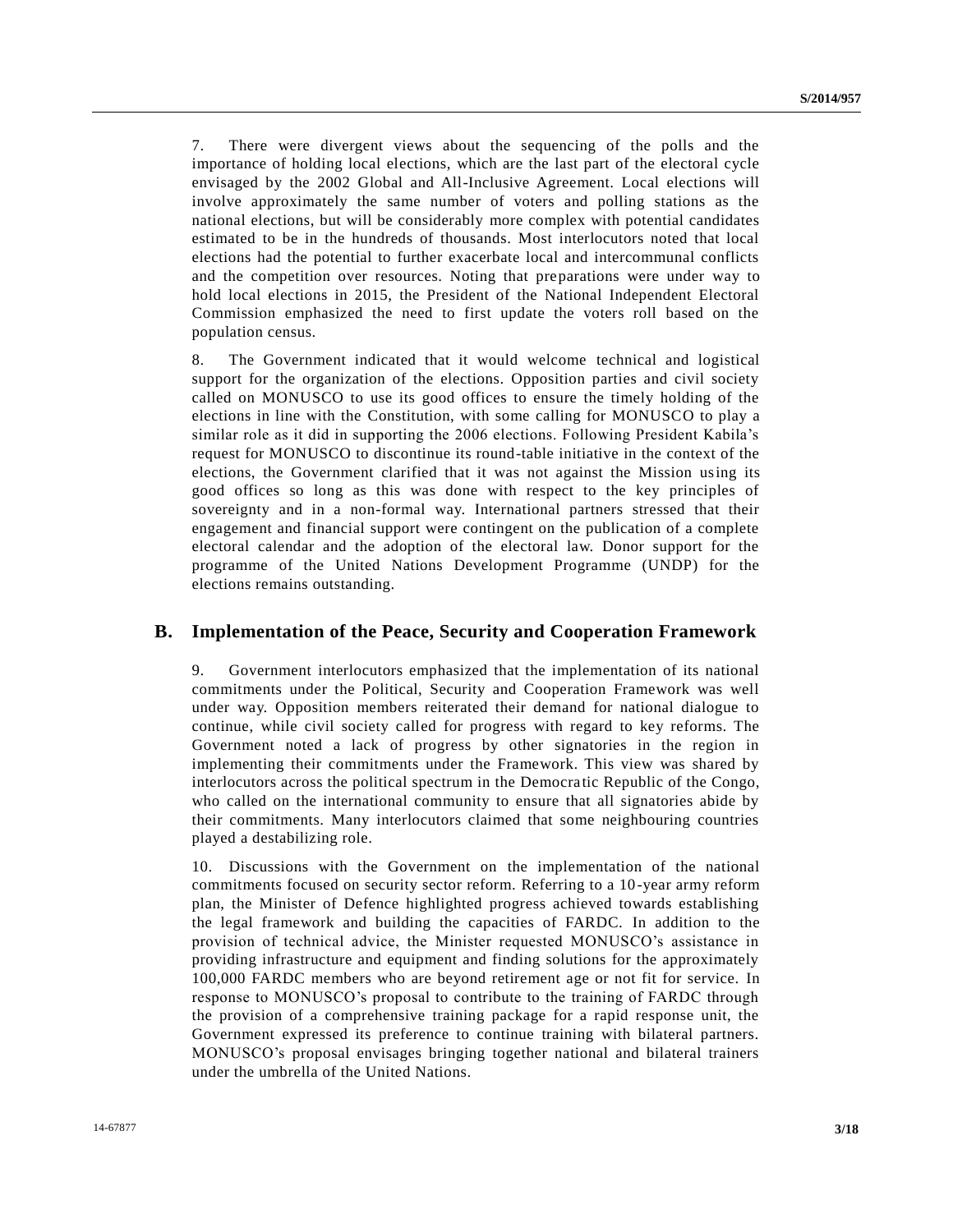7. There were divergent views about the sequencing of the polls and the importance of holding local elections, which are the last part of the electoral cycle envisaged by the 2002 Global and All-Inclusive Agreement. Local elections will involve approximately the same number of voters and polling stations as the national elections, but will be considerably more complex with potential candidates estimated to be in the hundreds of thousands. Most interlocutors noted that local elections had the potential to further exacerbate local and intercommunal conflicts and the competition over resources. Noting that preparations were under way to hold local elections in 2015, the President of the National Independent Electoral Commission emphasized the need to first update the voters roll based on the population census.

8. The Government indicated that it would welcome technical and logistical support for the organization of the elections. Opposition parties and civil society called on MONUSCO to use its good offices to ensure the timely holding of the elections in line with the Constitution, with some calling for MONUSCO to play a similar role as it did in supporting the 2006 elections. Following President Kabila's request for MONUSCO to discontinue its round-table initiative in the context of the elections, the Government clarified that it was not against the Mission using its good offices so long as this was done with respect to the key principles of sovereignty and in a non-formal way. International partners stressed that their engagement and financial support were contingent on the publication of a complete electoral calendar and the adoption of the electoral law. Donor support for the programme of the United Nations Development Programme (UNDP) for the elections remains outstanding.

## B. Implementation of the Peace, Security and Cooperation Framework

9. Government interlocutors emphasized that the implementation of its national commitments under the Political, Security and Cooperation Framework was well under way. Opposition members reiterated their demand for national dialogue to continue, while civil society called for progress with regard to key reforms. The Government noted a lack of progress by other signatories in the region in implementing their commitments under the Framework. This view was shared by interlocutors across the political spectrum in the Democratic Republic of the Congo, who called on the international community to ensure that all signatories abide by their commitments. Many interlocutors claimed that some neighbouring countries played a destabilizing role.

10. Discussions with the Government on the implementation of the national commitments focused on security sector reform. Referring to a 10-year army reform plan, the Minister of Defence highlighted progress achieved towards establishing the legal framework and building the capacities of FARDC. In addition to the provision of technical advice, the Minister requested MONUSCO's assistance in providing infrastructure and equipment and finding solutions for the approximately 100,000 FARDC members who are beyond retirement age or not fit for service. In response to MONUSCO's proposal to contribute to the training of FARDC through the provision of a comprehensive training package for a rapid response unit, the Government expressed its preference to continue training with bilateral partners. MONUSCO's proposal envisages bringing together national and bilateral trainers under the umbrella of the United Nations.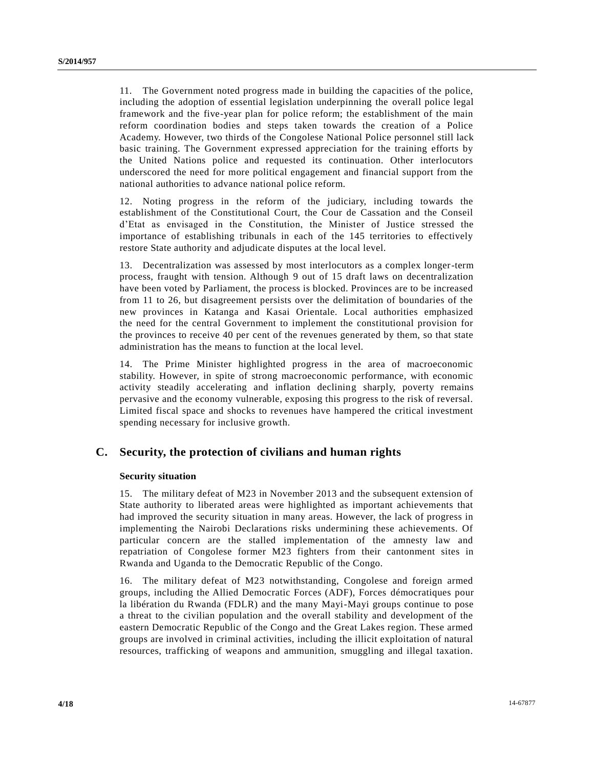11. The Government noted progress made in building the capacities of the police, including the adoption of essential legislation underpinning the overall police legal framework and the five-year plan for police reform; the establishment of the main reform coordination bodies and steps taken towards the creation of a Police Academy. However, two thirds of the Congolese National Police personnel still lack basic training. The Government expressed appreciation for the training efforts by the United Nations police and requested its continuation. Other interlocutors underscored the need for more political engagement and financial support from the national authorities to advance national police reform.

12. Noting progress in the reform of the judiciary, including towards the establishment of the Constitutional Court, the Cour de Cassation and the Conseil d'Etat as envisaged in the Constitution, the Minister of Justice stressed the importance of establishing tribunals in each of the 145 territories to effectively restore State authority and adjudicate disputes at the local level.

13. Decentralization was assessed by most interlocutors as a complex longer-term process, fraught with tension. Although 9 out of 15 draft laws on decentralization have been voted by Parliament, the process is blocked. Provinces are to be increased from 11 to 26, but disagreement persists over the delimitation of boundaries of the new provinces in Katanga and Kasai Orientale. Local authorities emphasized the need for the central Government to implement the constitutional provision for the provinces to receive 40 per cent of the revenues generated by them, so that state administration has the means to function at the local level.

14. The Prime Minister highlighted progress in the area of macroeconomic stability. However, in spite of strong macroeconomic performance, with economic activity steadily accelerating and inflation declining sharply, poverty remains pervasive and the economy vulnerable, exposing this progress to the risk of reversal. Limited fiscal space and shocks to revenues have hampered the critical investment spending necessary for inclusive growth.

## C. Security, the protection of civilians and human rights

### Security situation

15. The military defeat of M23 in November 2013 and the subsequent extension of State authority to liberated areas were highlighted as important achievements that had improved the security situation in many areas. However, the lack of progress in implementing the Nairobi Declarations risks undermining these achievements. Of particular concern are the stalled implementation of the amnesty law and repatriation of Congolese former M23 fighters from their cantonment sites in Rwanda and Uganda to the Democratic Republic of the Congo.

16. The military defeat of M23 notwithstanding, Congolese and foreign armed groups, including the Allied Democratic Forces (ADF), Forces démocratiques pour la libération du Rwanda (FDLR) and the many Mayi-Mayi groups continue to pose a threat to the civilian population and the overall stability and development of the eastern Democratic Republic of the Congo and the Great Lakes region. These armed groups are involved in criminal activities, including the illicit exploitation of natural resources, trafficking of weapons and ammunition, smuggling and illegal taxation.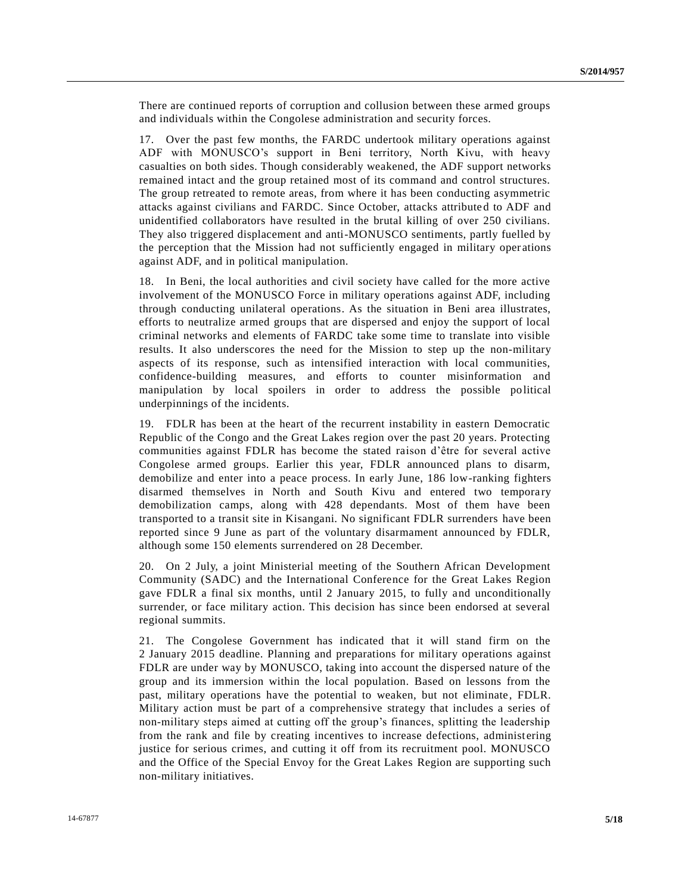There are continued reports of corruption and collusion between these armed groups and individuals within the Congolese administration and security forces.

17. Over the past few months, the FARDC undertook military operations against ADF with MONUSCO's support in Beni territory, North Kivu, with heavy casualties on both sides. Though considerably weakened, the ADF support networks remained intact and the group retained most of its command and control structures. The group retreated to remote areas, from where it has been conducting asymmetric attacks against civilians and FARDC. Since October, attacks attributed to ADF and unidentified collaborators have resulted in the brutal killing of over 250 civilians. They also triggered displacement and anti-MONUSCO sentiments, partly fuelled by the perception that the Mission had not sufficiently engaged in military operations against ADF, and in political manipulation.

18. In Beni, the local authorities and civil society have called for the more active involvement of the MONUSCO Force in military operations against ADF, including through conducting unilateral operations. As the situation in Beni area illustrates, efforts to neutralize armed groups that are dispersed and enjoy the support of local criminal networks and elements of FARDC take some time to translate into visible results. It also underscores the need for the Mission to step up the non-military aspects of its response, such as intensified interaction with local communities, confidence-building measures, and efforts to counter misinformation and manipulation by local spoilers in order to address the possible political underpinnings of the incidents.

19. FDLR has been at the heart of the recurrent instability in eastern Democratic Republic of the Congo and the Great Lakes region over the past 20 years. Protecting communities against FDLR has become the stated raison d'être for several active Congolese armed groups. Earlier this year, FDLR announced plans to disarm, demobilize and enter into a peace process. In early June, 186 low-ranking fighters disarmed themselves in North and South Kivu and entered two temporary demobilization camps, along with 428 dependants. Most of them have been transported to a transit site in Kisangani. No significant FDLR surrenders have been reported since 9 June as part of the voluntary disarmament announced by FDLR, although some 150 elements surrendered on 28 December.

20. On 2 July, a joint Ministerial meeting of the Southern African Development Community (SADC) and the International Conference for the Great Lakes Region gave FDLR a final six months, until 2 January 2015, to fully and unconditionally surrender, or face military action. This decision has since been endorsed at several regional summits.

21. The Congolese Government has indicated that it will stand firm on the 2 January 2015 deadline. Planning and preparations for military operations against FDLR are under way by MONUSCO, taking into account the dispersed nature of the group and its immersion within the local population. Based on lessons from the past, military operations have the potential to weaken, but not eliminate, FDLR. Military action must be part of a comprehensive strategy that includes a series of non-military steps aimed at cutting off the group's finances, splitting the leadership from the rank and file by creating incentives to increase defections, administering justice for serious crimes, and cutting it off from its recruitment pool. MONUSCO and the Office of the Special Envoy for the Great Lakes Region are supporting such non-military initiatives.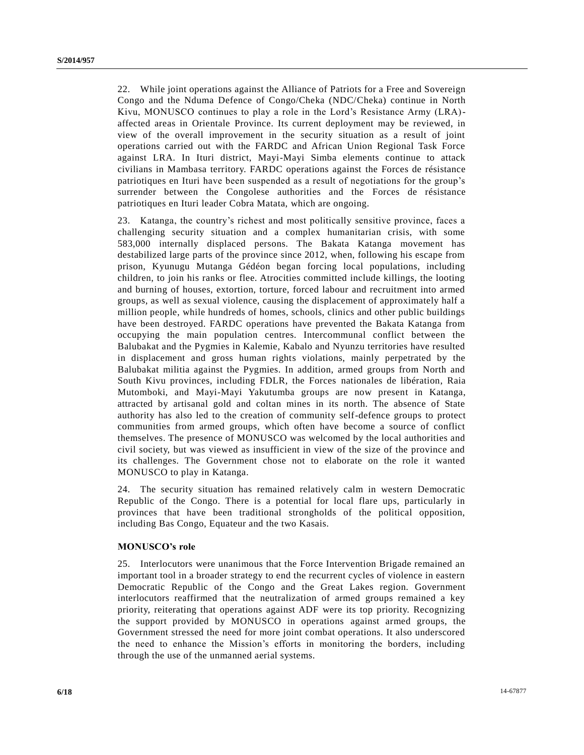22. While joint operations against the Alliance of Patriots for a Free and Sovereign Congo and the Nduma Defence of Congo/Cheka (NDC/Cheka) continue in North Kivu, MONUSCO continues to play a role in the Lord's Resistance Army (LRA)-affected areas in Orientale Province. Its current deployment may be reviewed, in view of the overall improvement in the security situation as a result of joint operations carried out with the FARDC and African Union Regional Task Force against LRA. In Ituri district, Mayi-Mayi Simba elements continue to attack civilians in Mambasa territory. FARDC operations against the Forces de résistance patriotiques en Ituri have been suspended as a result of negotiations for the group's surrender between the Congolese authorities and the Forces de résistance patriotiques en Ituri leader Cobra Matata, which are ongoing.

23. Katanga, the country's richest and most politically sensitive province, faces a challenging security situation and a complex humanitarian crisis, with some 583,000 internally displaced persons. The Bakata Katanga movement has destabilized large parts of the province since 2012, when, following his escape from prison, Kyunugu Mutanga Gédéon began forcing local populations, including children, to join his ranks or flee. Atrocities committed include killings, the looting and burning of houses, extortion, torture, forced labour and recruitment into armed groups, as well as sexual violence, causing the displacement of approximately half a million people, while hundreds of homes, schools, clinics and other public buildings have been destroyed. FARDC operations have prevented the Bakata Katanga from occupying the main population centres. Intercommunal conflict between the Balubakat and the Pygmies in Kalemie, Kabalo and Nyunzu territories have resulted in displacement and gross human rights violations, mainly perpetrated by the Balubakat militia against the Pygmies. In addition, armed groups from North and South Kivu provinces, including FDLR, the Forces nationales de libération, Raia Mutomboki, and Mayi-Mayi Yakutumba groups are now present in Katanga, attracted by artisanal gold and coltan mines in its north. The absence of State authority has also led to the creation of community self-defence groups to protect communities from armed groups, which often have become a source of conflict themselves. The presence of MONUSCO was welcomed by the local authorities and civil society, but was viewed as insufficient in view of the size of the province and its challenges. The Government chose not to elaborate on the role it wanted MONUSCO to play in Katanga.

24. The security situation has remained relatively calm in western Democratic Republic of the Congo. There is a potential for local flare ups, particularly in provinces that have been traditional strongholds of the political opposition, including Bas Congo, Equateur and the two Kasais.

**MONUSCO's role**

25. Interlocutors were unanimous that the Force Intervention Brigade remained an important tool in a broader strategy to end the recurrent cycles of violence in eastern Democratic Republic of the Congo and the Great Lakes region. Government interlocutors reaffirmed that the neutralization of armed groups remained a key priority, reiterating that operations against ADF were its top priority. Recognizing the support provided by MONUSCO in operations against armed groups, the Government stressed the need for more joint combat operations. It also underscored the need to enhance the Mission's efforts in monitoring the borders, including through the use of the unmanned aerial systems.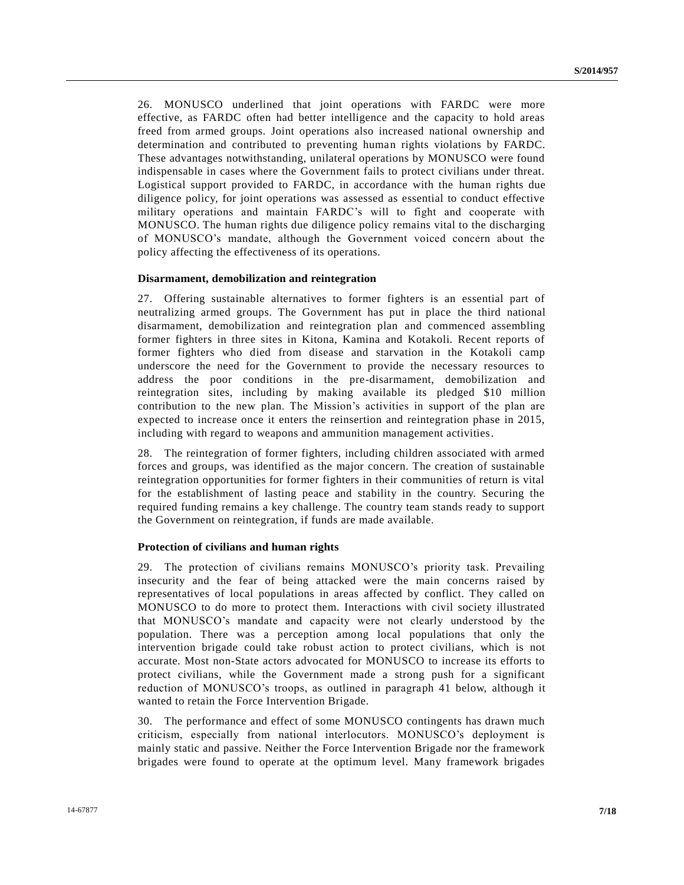26. MONUSCO underlined that joint operations with FARDC were more effective, as FARDC often had better intelligence and the capacity to hold areas freed from armed groups. Joint operations also increased national ownership and determination and contributed to preventing human rights violations by FARDC. These advantages notwithstanding, unilateral operations by MONUSCO were found indispensable in cases where the Government fails to protect civilians under threat. Logistical support provided to FARDC, in accordance with the human rights due diligence policy, for joint operations was assessed as essential to conduct effective military operations and maintain FARDC's will to fight and cooperate with MONUSCO. The human rights due diligence policy remains vital to the discharging of MONUSCO's mandate, although the Government voiced concern about the policy affecting the effectiveness of its operations.

**Disarmament, demobilization and reintegration**

27. Offering sustainable alternatives to former fighters is an essential part of neutralizing armed groups. The Government has put in place the third national disarmament, demobilization and reintegration plan and commenced assembling former fighters in three sites in Kitona, Kamina and Kotakoli. Recent reports of former fighters who died from disease and starvation in the Kotakoli camp underscore the need for the Government to provide the necessary resources to address the poor conditions in the pre-disarmament, demobilization and reintegration sites, including by making available its pledged $10 million contribution to the new plan. The Mission's activities in support of the plan are expected to increase once it enters the reinsertion and reintegration phase in 2015, including with regard to weapons and ammunition management activities.

28. The reintegration of former fighters, including children associated with armed forces and groups, was identified as the major concern. The creation of sustainable reintegration opportunities for former fighters in their communities of return is vital for the establishment of lasting peace and stability in the country. Securing the required funding remains a key challenge. The country team stands ready to support the Government on reintegration, if funds are made available.

**Protection of civilians and human rights**

29. The protection of civilians remains MONUSCO's priority task. Prevailing insecurity and the fear of being attacked were the main concerns raised by representatives of local populations in areas affected by conflict. They called on MONUSCO to do more to protect them. Interactions with civil society illustrated that MONUSCO's mandate and capacity were not clearly understood by the population. There was a perception among local populations that only the intervention brigade could take robust action to protect civilians, which is not accurate. Most non-State actors advocated for MONUSCO to increase its efforts to protect civilians, while the Government made a strong push for a significant reduction of MONUSCO's troops, as outlined in paragraph 41 below, although it wanted to retain the Force Intervention Brigade.

30. The performance and effect of some MONUSCO contingents has drawn much criticism, especially from national interlocutors. MONUSCO's deployment is mainly static and passive. Neither the Force Intervention Brigade nor the framework brigades were found to operate at the optimum level. Many framework brigades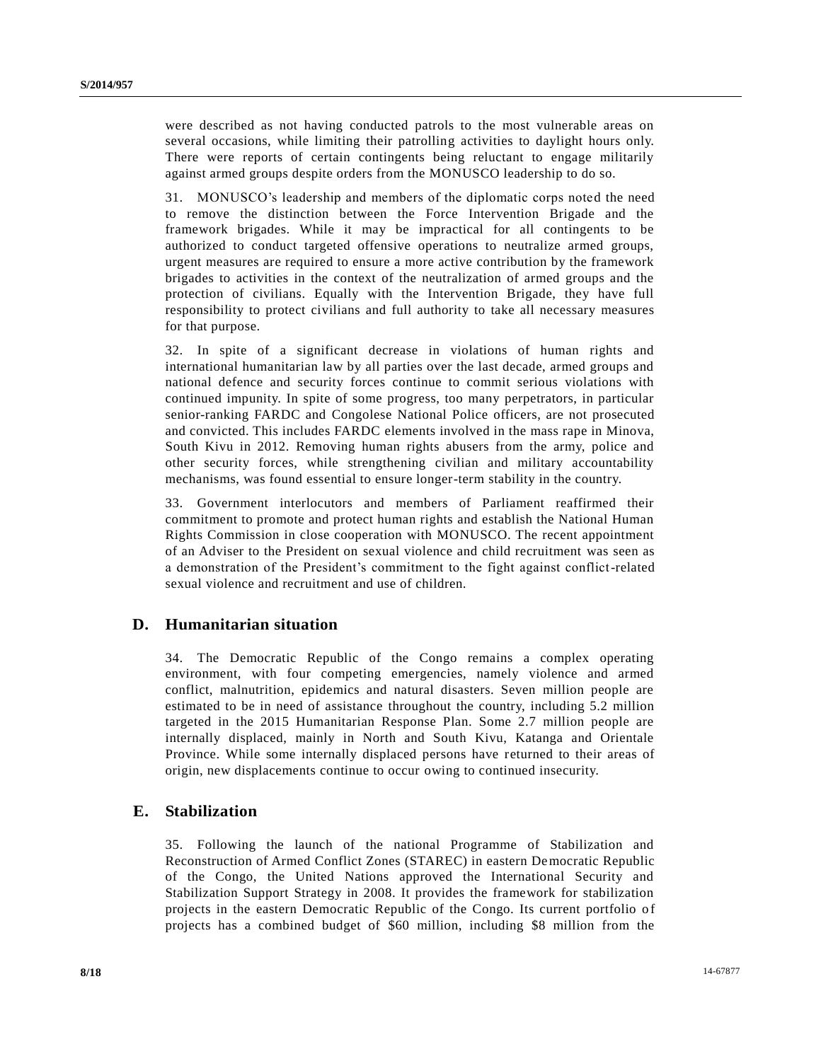were described as not having conducted patrols to the most vulnerable areas on several occasions, while limiting their patrolling activities to daylight hours only. There were reports of certain contingents being reluctant to engage militarily against armed groups despite orders from the MONUSCO leadership to do so.

31. MONUSCO's leadership and members of the diplomatic corps noted the need to remove the distinction between the Force Intervention Brigade and the framework brigades. While it may be impractical for all contingents to be authorized to conduct targeted offensive operations to neutralize armed groups, urgent measures are required to ensure a more active contribution by the framework brigades to activities in the context of the neutralization of armed groups and the protection of civilians. Equally with the Intervention Brigade, they have full responsibility to protect civilians and full authority to take all necessary measures for that purpose.

32. In spite of a significant decrease in violations of human rights and international humanitarian law by all parties over the last decade, armed groups and national defence and security forces continue to commit serious violations with continued impunity. In spite of some progress, too many perpetrators, in particular senior-ranking FARDC and Congolese National Police officers, are not prosecuted and convicted. This includes FARDC elements involved in the mass rape in Minova, South Kivu in 2012. Removing human rights abusers from the army, police and other security forces, while strengthening civilian and military accountability mechanisms, was found essential to ensure longer-term stability in the country.

33. Government interlocutors and members of Parliament reaffirmed their commitment to promote and protect human rights and establish the National Human Rights Commission in close cooperation with MONUSCO. The recent appointment of an Adviser to the President on sexual violence and child recruitment was seen as a demonstration of the President's commitment to the fight against conflict-related sexual violence and recruitment and use of children.

## D. Humanitarian situation

34. The Democratic Republic of the Congo remains a complex operating environment, with four competing emergencies, namely violence and armed conflict, malnutrition, epidemics and natural disasters. Seven million people are estimated to be in need of assistance throughout the country, including 5.2 million targeted in the 2015 Humanitarian Response Plan. Some 2.7 million people are internally displaced, mainly in North and South Kivu, Katanga and Orientale Province. While some internally displaced persons have returned to their areas of origin, new displacements continue to occur owing to continued insecurity.

## E. Stabilization

35. Following the launch of the national Programme of Stabilization and Reconstruction of Armed Conflict Zones (STAREC) in eastern Democratic Republic of the Congo, the United Nations approved the International Security and Stabilization Support Strategy in 2008. It provides the framework for stabilization projects in the eastern Democratic Republic of the Congo. Its current portfolio of projects has a combined budget of $60 million, including $8 million from the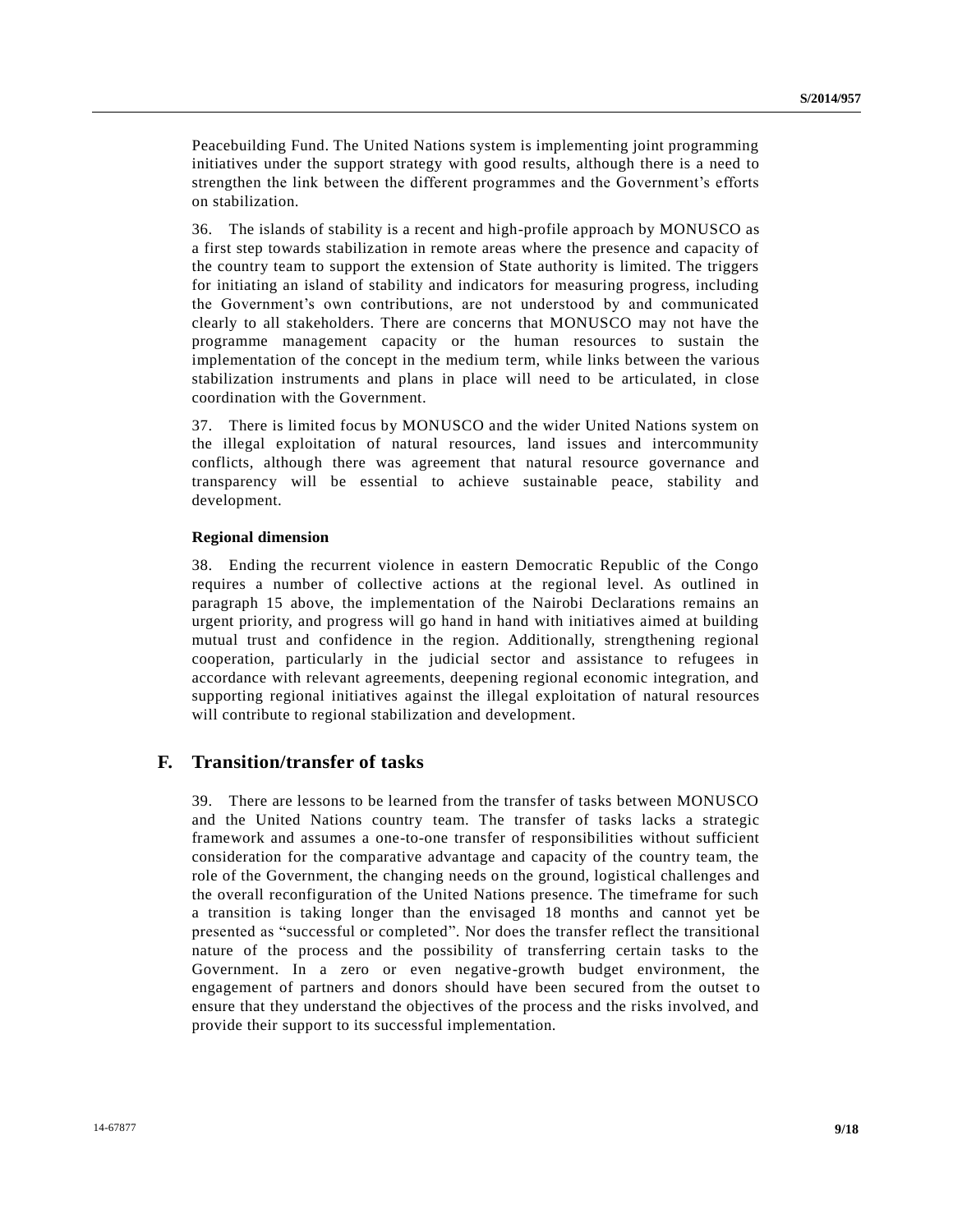Peacebuilding Fund. The United Nations system is implementing joint programming initiatives under the support strategy with good results, although there is a need to strengthen the link between the different programmes and the Government's efforts on stabilization.

36. The islands of stability is a recent and high-profile approach by MONUSCO as a first step towards stabilization in remote areas where the presence and capacity of the country team to support the extension of State authority is limited. The triggers for initiating an island of stability and indicators for measuring progress, including the Government's own contributions, are not understood by and communicated clearly to all stakeholders. There are concerns that MONUSCO may not have the programme management capacity or the human resources to sustain the implementation of the concept in the medium term, while links between the various stabilization instruments and plans in place will need to be articulated, in close coordination with the Government.

37. There is limited focus by MONUSCO and the wider United Nations system on the illegal exploitation of natural resources, land issues and intercommunity conflicts, although there was agreement that natural resource governance and transparency will be essential to achieve sustainable peace, stability and development.

**Regional dimension**

38. Ending the recurrent violence in eastern Democratic Republic of the Congo requires a number of collective actions at the regional level. As outlined in paragraph 15 above, the implementation of the Nairobi Declarations remains an urgent priority, and progress will go hand in hand with initiatives aimed at building mutual trust and confidence in the region. Additionally, strengthening regional cooperation, particularly in the judicial sector and assistance to refugees in accordance with relevant agreements, deepening regional economic integration, and supporting regional initiatives against the illegal exploitation of natural resources will contribute to regional stabilization and development.

## F. Transition/transfer of tasks

39. There are lessons to be learned from the transfer of tasks between MONUSCO and the United Nations country team. The transfer of tasks lacks a strategic framework and assumes a one-to-one transfer of responsibilities without sufficient consideration for the comparative advantage and capacity of the country team, the role of the Government, the changing needs on the ground, logistical challenges and the overall reconfiguration of the United Nations presence. The timeframe for such a transition is taking longer than the envisaged 18 months and cannot yet be presented as "successful or completed". Nor does the transfer reflect the transitional nature of the process and the possibility of transferring certain tasks to the Government. In a zero or even negative-growth budget environment, the engagement of partners and donors should have been secured from the outset to ensure that they understand the objectives of the process and the risks involved, and provide their support to its successful implementation.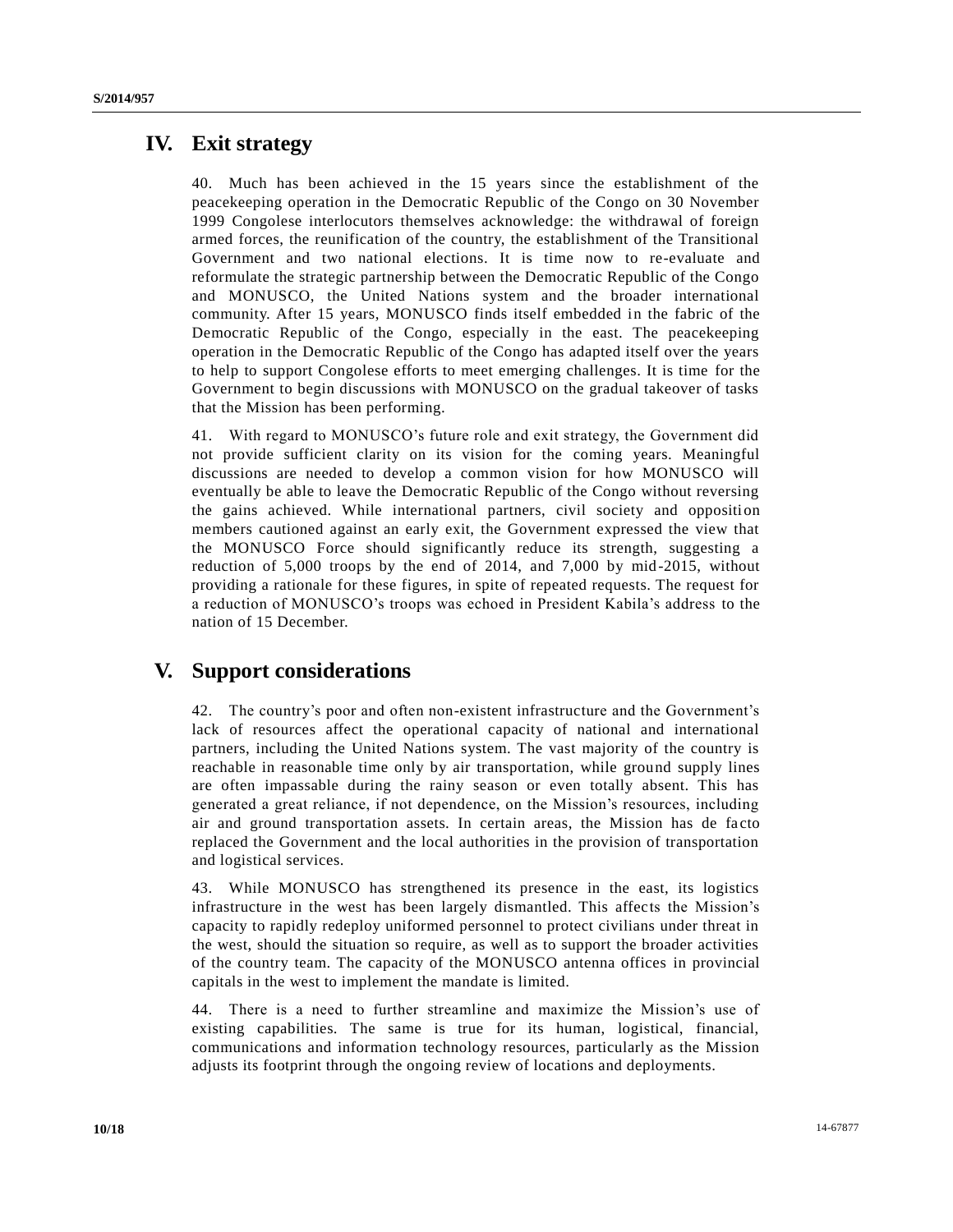## IV. Exit strategy

40. Much has been achieved in the 15 years since the establishment of the peacekeeping operation in the Democratic Republic of the Congo on 30 November 1999 Congolese interlocutors themselves acknowledge: the withdrawal of foreign armed forces, the reunification of the country, the establishment of the Transitional Government and two national elections. It is time now to re-evaluate and reformulate the strategic partnership between the Democratic Republic of the Congo and MONUSCO, the United Nations system and the broader international community. After 15 years, MONUSCO finds itself embedded in the fabric of the Democratic Republic of the Congo, especially in the east. The peacekeeping operation in the Democratic Republic of the Congo has adapted itself over the years to help to support Congolese efforts to meet emerging challenges. It is time for the Government to begin discussions with MONUSCO on the gradual takeover of tasks that the Mission has been performing.

41. With regard to MONUSCO's future role and exit strategy, the Government did not provide sufficient clarity on its vision for the coming years. Meaningful discussions are needed to develop a common vision for how MONUSCO will eventually be able to leave the Democratic Republic of the Congo without reversing the gains achieved. While international partners, civil society and opposition members cautioned against an early exit, the Government expressed the view that the MONUSCO Force should significantly reduce its strength, suggesting a reduction of 5,000 troops by the end of 2014, and 7,000 by mid-2015, without providing a rationale for these figures, in spite of repeated requests. The request for a reduction of MONUSCO's troops was echoed in President Kabila's address to the nation of 15 December.

## V. Support considerations

42. The country's poor and often non-existent infrastructure and the Government's lack of resources affect the operational capacity of national and international partners, including the United Nations system. The vast majority of the country is reachable in reasonable time only by air transportation, while ground supply lines are often impassable during the rainy season or even totally absent. This has generated a great reliance, if not dependence, on the Mission's resources, including air and ground transportation assets. In certain areas, the Mission has de facto replaced the Government and the local authorities in the provision of transportation and logistical services.

43. While MONUSCO has strengthened its presence in the east, its logistics infrastructure in the west has been largely dismantled. This affects the Mission's capacity to rapidly redeploy uniformed personnel to protect civilians under threat in the west, should the situation so require, as well as to support the broader activities of the country team. The capacity of the MONUSCO antenna offices in provincial capitals in the west to implement the mandate is limited.

44. There is a need to further streamline and maximize the Mission's use of existing capabilities. The same is true for its human, logistical, financial, communications and information technology resources, particularly as the Mission adjusts its footprint through the ongoing review of locations and deployments.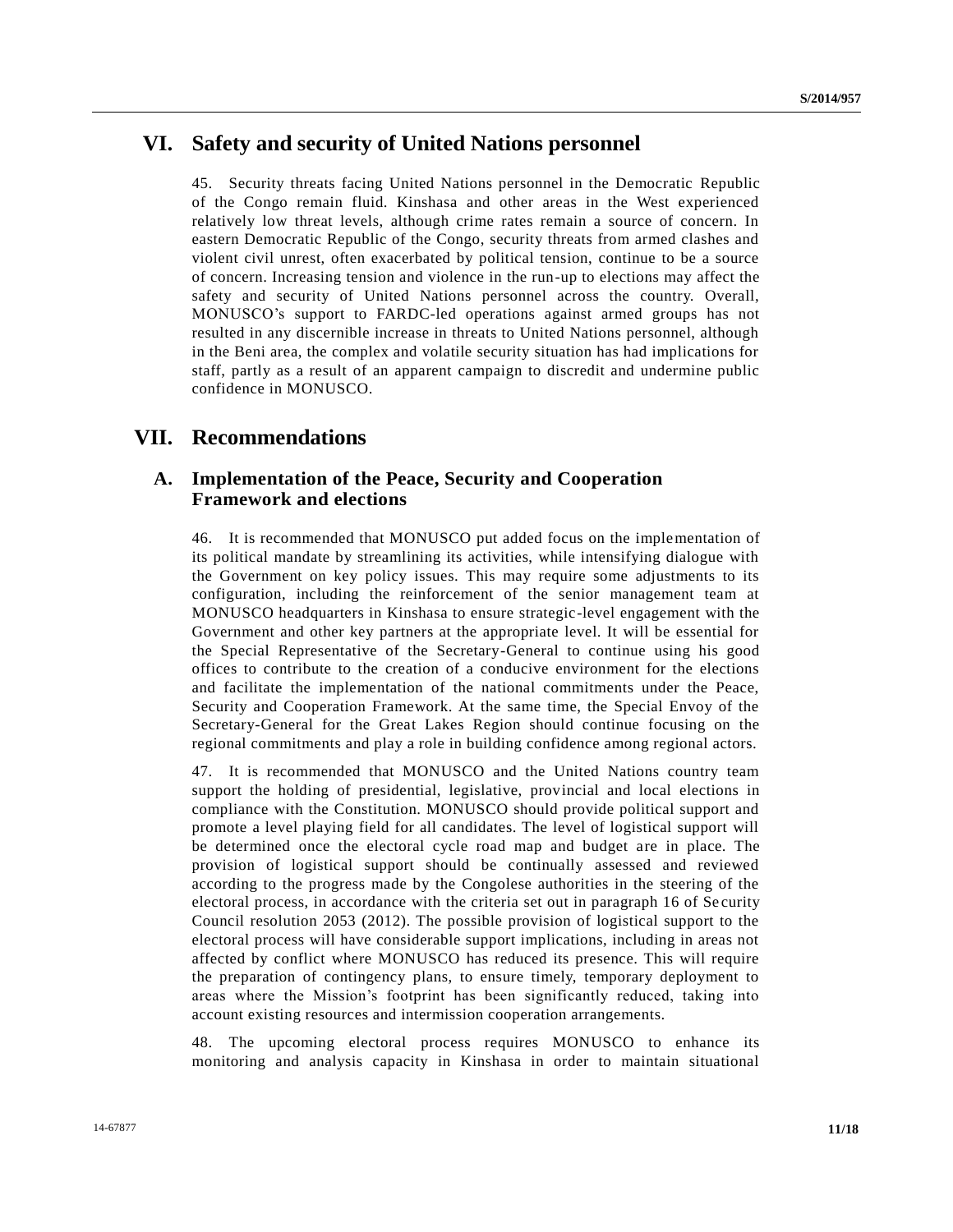# VI. Safety and security of United Nations personnel

45. Security threats facing United Nations personnel in the Democratic Republic of the Congo remain fluid. Kinshasa and other areas in the West experienced relatively low threat levels, although crime rates remain a source of concern. In eastern Democratic Republic of the Congo, security threats from armed clashes and violent civil unrest, often exacerbated by political tension, continue to be a source of concern. Increasing tension and violence in the run-up to elections may affect the safety and security of United Nations personnel across the country. Overall, MONUSCO's support to FARDC-led operations against armed groups has not resulted in any discernible increase in threats to United Nations personnel, although in the Beni area, the complex and volatile security situation has had implications for staff, partly as a result of an apparent campaign to discredit and undermine public confidence in MONUSCO.

# VII. Recommendations

## A. Implementation of the Peace, Security and Cooperation Framework and elections

46. It is recommended that MONUSCO put added focus on the implementation of its political mandate by streamlining its activities, while intensifying dialogue with the Government on key policy issues. This may require some adjustments to its configuration, including the reinforcement of the senior management team at MONUSCO headquarters in Kinshasa to ensure strategic-level engagement with the Government and other key partners at the appropriate level. It will be essential for the Special Representative of the Secretary-General to continue using his good offices to contribute to the creation of a conducive environment for the elections and facilitate the implementation of the national commitments under the Peace, Security and Cooperation Framework. At the same time, the Special Envoy of the Secretary-General for the Great Lakes Region should continue focusing on the regional commitments and play a role in building confidence among regional actors.

47. It is recommended that MONUSCO and the United Nations country team support the holding of presidential, legislative, provincial and local elections in compliance with the Constitution. MONUSCO should provide political support and promote a level playing field for all candidates. The level of logistical support will be determined once the electoral cycle road map and budget are in place. The provision of logistical support should be continually assessed and reviewed according to the progress made by the Congolese authorities in the steering of the electoral process, in accordance with the criteria set out in paragraph 16 of Security Council resolution 2053 (2012). The possible provision of logistical support to the electoral process will have considerable support implications, including in areas not affected by conflict where MONUSCO has reduced its presence. This will require the preparation of contingency plans, to ensure timely, temporary deployment to areas where the Mission's footprint has been significantly reduced, taking into account existing resources and intermission cooperation arrangements.

48. The upcoming electoral process requires MONUSCO to enhance its monitoring and analysis capacity in Kinshasa in order to maintain situational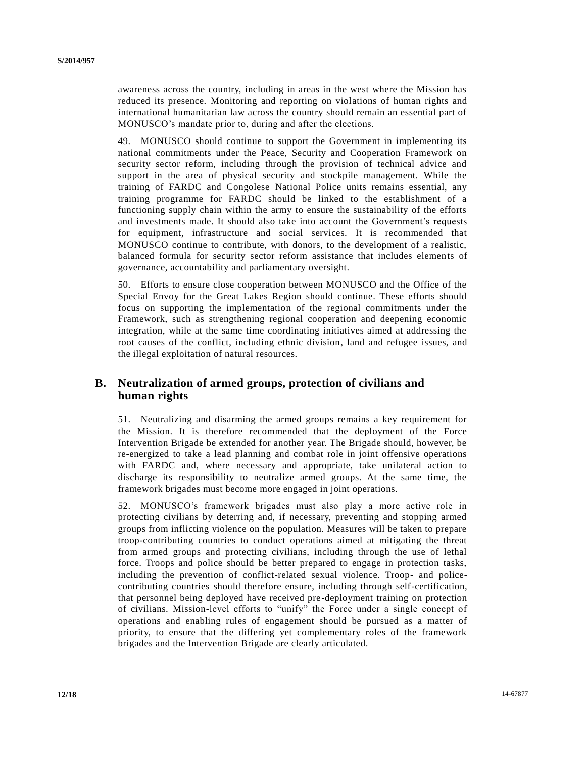awareness across the country, including in areas in the west where the Mission has reduced its presence. Monitoring and reporting on violations of human rights and international humanitarian law across the country should remain an essential part of MONUSCO's mandate prior to, during and after the elections.

49. MONUSCO should continue to support the Government in implementing its national commitments under the Peace, Security and Cooperation Framework on security sector reform, including through the provision of technical advice and support in the area of physical security and stockpile management. While the training of FARDC and Congolese National Police units remains essential, any training programme for FARDC should be linked to the establishment of a functioning supply chain within the army to ensure the sustainability of the efforts and investments made. It should also take into account the Government's requests for equipment, infrastructure and social services. It is recommended that MONUSCO continue to contribute, with donors, to the development of a realistic, balanced formula for security sector reform assistance that includes elements of governance, accountability and parliamentary oversight.

50. Efforts to ensure close cooperation between MONUSCO and the Office of the Special Envoy for the Great Lakes Region should continue. These efforts should focus on supporting the implementation of the regional commitments under the Framework, such as strengthening regional cooperation and deepening economic integration, while at the same time coordinating initiatives aimed at addressing the root causes of the conflict, including ethnic division, land and refugee issues, and the illegal exploitation of natural resources.

## B. Neutralization of armed groups, protection of civilians and human rights

51. Neutralizing and disarming the armed groups remains a key requirement for the Mission. It is therefore recommended that the deployment of the Force Intervention Brigade be extended for another year. The Brigade should, however, be re-energized to take a lead planning and combat role in joint offensive operations with FARDC and, where necessary and appropriate, take unilateral action to discharge its responsibility to neutralize armed groups. At the same time, the framework brigades must become more engaged in joint operations.

52. MONUSCO's framework brigades must also play a more active role in protecting civilians by deterring and, if necessary, preventing and stopping armed groups from inflicting violence on the population. Measures will be taken to prepare troop-contributing countries to conduct operations aimed at mitigating the threat from armed groups and protecting civilians, including through the use of lethal force. Troops and police should be better prepared to engage in protection tasks, including the prevention of conflict-related sexual violence. Troop- and police-contributing countries should therefore ensure, including through self-certification, that personnel being deployed have received pre-deployment training on protection of civilians. Mission-level efforts to "unify" the Force under a single concept of operations and enabling rules of engagement should be pursued as a matter of priority, to ensure that the differing yet complementary roles of the framework brigades and the Intervention Brigade are clearly articulated.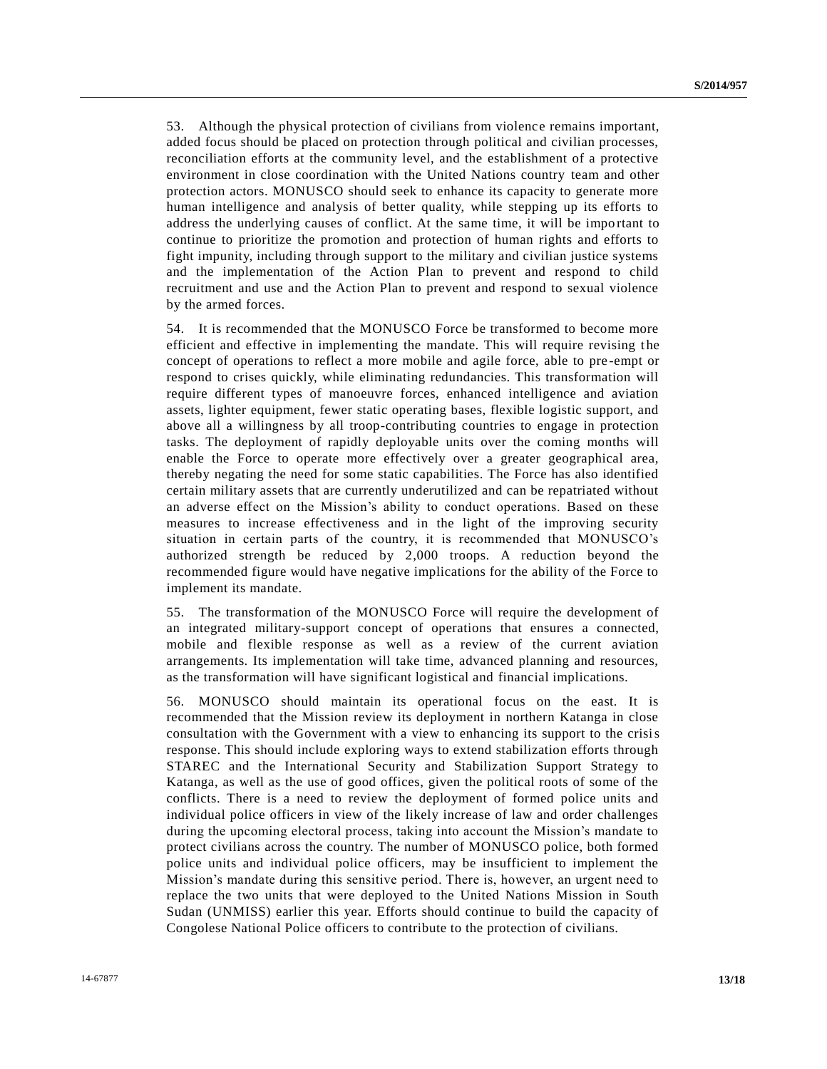53. Although the physical protection of civilians from violence remains important, added focus should be placed on protection through political and civilian processes, reconciliation efforts at the community level, and the establishment of a protective environment in close coordination with the United Nations country team and other protection actors. MONUSCO should seek to enhance its capacity to generate more human intelligence and analysis of better quality, while stepping up its efforts to address the underlying causes of conflict. At the same time, it will be important to continue to prioritize the promotion and protection of human rights and efforts to fight impunity, including through support to the military and civilian justice systems and the implementation of the Action Plan to prevent and respond to child recruitment and use and the Action Plan to prevent and respond to sexual violence by the armed forces.

54. It is recommended that the MONUSCO Force be transformed to become more efficient and effective in implementing the mandate. This will require revising the concept of operations to reflect a more mobile and agile force, able to pre-empt or respond to crises quickly, while eliminating redundancies. This transformation will require different types of manoeuvre forces, enhanced intelligence and aviation assets, lighter equipment, fewer static operating bases, flexible logistic support, and above all a willingness by all troop-contributing countries to engage in protection tasks. The deployment of rapidly deployable units over the coming months will enable the Force to operate more effectively over a greater geographical area, thereby negating the need for some static capabilities. The Force has also identified certain military assets that are currently underutilized and can be repatriated without an adverse effect on the Mission's ability to conduct operations. Based on these measures to increase effectiveness and in the light of the improving security situation in certain parts of the country, it is recommended that MONUSCO's authorized strength be reduced by 2,000 troops. A reduction beyond the recommended figure would have negative implications for the ability of the Force to implement its mandate.

55. The transformation of the MONUSCO Force will require the development of an integrated military-support concept of operations that ensures a connected, mobile and flexible response as well as a review of the current aviation arrangements. Its implementation will take time, advanced planning and resources, as the transformation will have significant logistical and financial implications.

56. MONUSCO should maintain its operational focus on the east. It is recommended that the Mission review its deployment in northern Katanga in close consultation with the Government with a view to enhancing its support to the crisis response. This should include exploring ways to extend stabilization efforts through STAREC and the International Security and Stabilization Support Strategy to Katanga, as well as the use of good offices, given the political roots of some of the conflicts. There is a need to review the deployment of formed police units and individual police officers in view of the likely increase of law and order challenges during the upcoming electoral process, taking into account the Mission's mandate to protect civilians across the country. The number of MONUSCO police, both formed police units and individual police officers, may be insufficient to implement the Mission's mandate during this sensitive period. There is, however, an urgent need to replace the two units that were deployed to the United Nations Mission in South Sudan (UNMISS) earlier this year. Efforts should continue to build the capacity of Congolese National Police officers to contribute to the protection of civilians.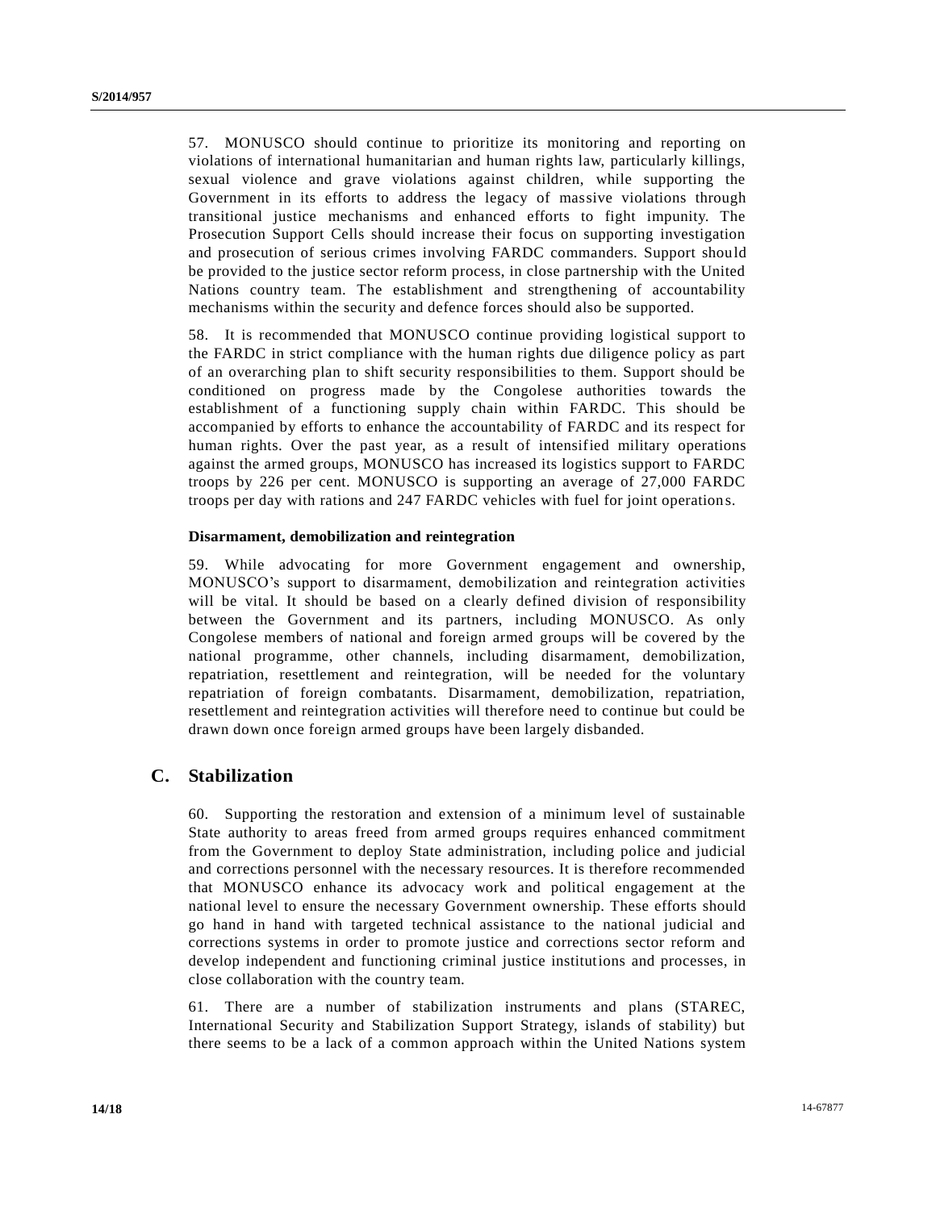57. MONUSCO should continue to prioritize its monitoring and reporting on violations of international humanitarian and human rights law, particularly killings, sexual violence and grave violations against children, while supporting the Government in its efforts to address the legacy of massive violations through transitional justice mechanisms and enhanced efforts to fight impunity. The Prosecution Support Cells should increase their focus on supporting investigation and prosecution of serious crimes involving FARDC commanders. Support should be provided to the justice sector reform process, in close partnership with the United Nations country team. The establishment and strengthening of accountability mechanisms within the security and defence forces should also be supported.

58. It is recommended that MONUSCO continue providing logistical support to the FARDC in strict compliance with the human rights due diligence policy as part of an overarching plan to shift security responsibilities to them. Support should be conditioned on progress made by the Congolese authorities towards the establishment of a functioning supply chain within FARDC. This should be accompanied by efforts to enhance the accountability of FARDC and its respect for human rights. Over the past year, as a result of intensified military operations against the armed groups, MONUSCO has increased its logistics support to FARDC troops by 226 per cent. MONUSCO is supporting an average of 27,000 FARDC troops per day with rations and 247 FARDC vehicles with fuel for joint operations.

#### Disarmament, demobilization and reintegration

59. While advocating for more Government engagement and ownership, MONUSCO's support to disarmament, demobilization and reintegration activities will be vital. It should be based on a clearly defined division of responsibility between the Government and its partners, including MONUSCO. As only Congolese members of national and foreign armed groups will be covered by the national programme, other channels, including disarmament, demobilization, repatriation, resettlement and reintegration, will be needed for the voluntary repatriation of foreign combatants. Disarmament, demobilization, repatriation, resettlement and reintegration activities will therefore need to continue but could be drawn down once foreign armed groups have been largely disbanded.

## C. Stabilization

60. Supporting the restoration and extension of a minimum level of sustainable State authority to areas freed from armed groups requires enhanced commitment from the Government to deploy State administration, including police and judicial and corrections personnel with the necessary resources. It is therefore recommended that MONUSCO enhance its advocacy work and political engagement at the national level to ensure the necessary Government ownership. These efforts should go hand in hand with targeted technical assistance to the national judicial and corrections systems in order to promote justice and corrections sector reform and develop independent and functioning criminal justice institutions and processes, in close collaboration with the country team.

61. There are a number of stabilization instruments and plans (STAREC, International Security and Stabilization Support Strategy, islands of stability) but there seems to be a lack of a common approach within the United Nations system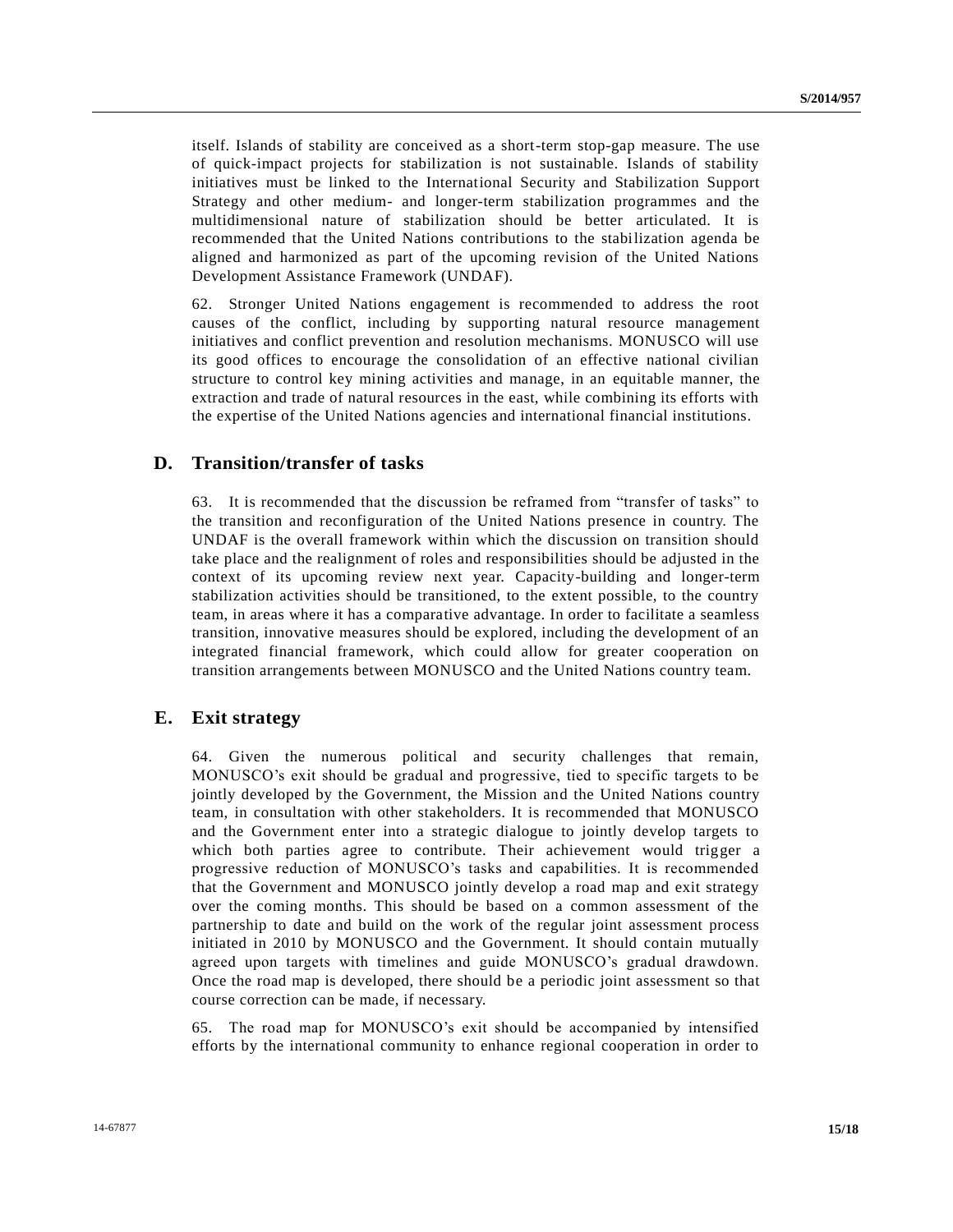itself. Islands of stability are conceived as a short-term stop-gap measure. The use of quick-impact projects for stabilization is not sustainable. Islands of stability initiatives must be linked to the International Security and Stabilization Support Strategy and other medium- and longer-term stabilization programmes and the multidimensional nature of stabilization should be better articulated. It is recommended that the United Nations contributions to the stabilization agenda be aligned and harmonized as part of the upcoming revision of the United Nations Development Assistance Framework (UNDAF).

62. Stronger United Nations engagement is recommended to address the root causes of the conflict, including by supporting natural resource management initiatives and conflict prevention and resolution mechanisms. MONUSCO will use its good offices to encourage the consolidation of an effective national civilian structure to control key mining activities and manage, in an equitable manner, the extraction and trade of natural resources in the east, while combining its efforts with the expertise of the United Nations agencies and international financial institutions.

## D. Transition/transfer of tasks

63. It is recommended that the discussion be reframed from "transfer of tasks" to the transition and reconfiguration of the United Nations presence in country. The UNDAF is the overall framework within which the discussion on transition should take place and the realignment of roles and responsibilities should be adjusted in the context of its upcoming review next year. Capacity-building and longer-term stabilization activities should be transitioned, to the extent possible, to the country team, in areas where it has a comparative advantage. In order to facilitate a seamless transition, innovative measures should be explored, including the development of an integrated financial framework, which could allow for greater cooperation on transition arrangements between MONUSCO and the United Nations country team.

## E. Exit strategy

64. Given the numerous political and security challenges that remain, MONUSCO's exit should be gradual and progressive, tied to specific targets to be jointly developed by the Government, the Mission and the United Nations country team, in consultation with other stakeholders. It is recommended that MONUSCO and the Government enter into a strategic dialogue to jointly develop targets to which both parties agree to contribute. Their achievement would trigger a progressive reduction of MONUSCO's tasks and capabilities. It is recommended that the Government and MONUSCO jointly develop a road map and exit strategy over the coming months. This should be based on a common assessment of the partnership to date and build on the work of the regular joint assessment process initiated in 2010 by MONUSCO and the Government. It should contain mutually agreed upon targets with timelines and guide MONUSCO's gradual drawdown. Once the road map is developed, there should be a periodic joint assessment so that course correction can be made, if necessary.

65. The road map for MONUSCO's exit should be accompanied by intensified efforts by the international community to enhance regional cooperation in order to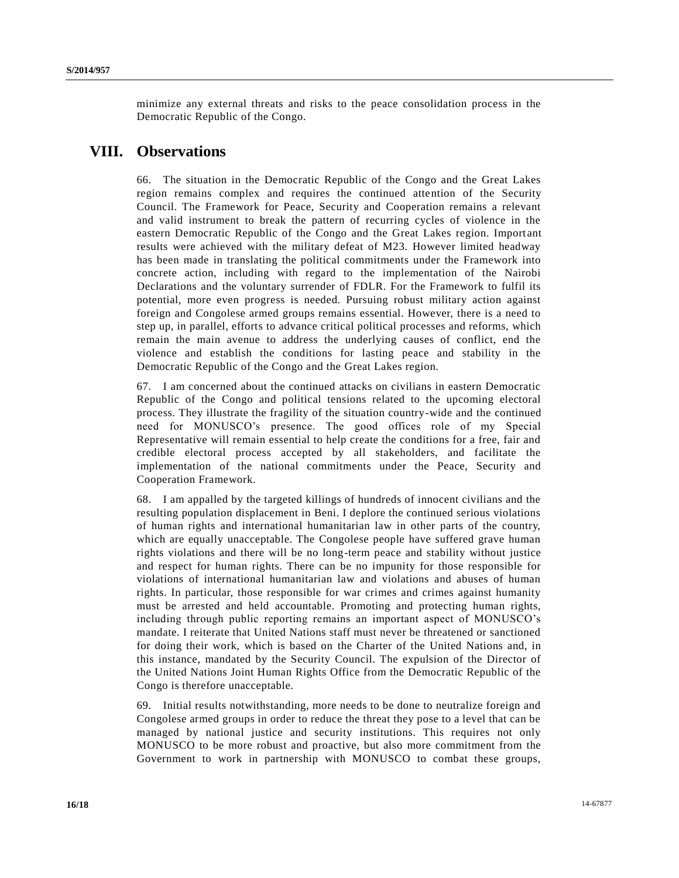minimize any external threats and risks to the peace consolidation process in the Democratic Republic of the Congo.

# VIII. Observations

66. The situation in the Democratic Republic of the Congo and the Great Lakes region remains complex and requires the continued attention of the Security Council. The Framework for Peace, Security and Cooperation remains a relevant and valid instrument to break the pattern of recurring cycles of violence in the eastern Democratic Republic of the Congo and the Great Lakes region. Important results were achieved with the military defeat of M23. However limited headway has been made in translating the political commitments under the Framework into concrete action, including with regard to the implementation of the Nairobi Declarations and the voluntary surrender of FDLR. For the Framework to fulfil its potential, more even progress is needed. Pursuing robust military action against foreign and Congolese armed groups remains essential. However, there is a need to step up, in parallel, efforts to advance critical political processes and reforms, which remain the main avenue to address the underlying causes of conflict, end the violence and establish the conditions for lasting peace and stability in the Democratic Republic of the Congo and the Great Lakes region.

67. I am concerned about the continued attacks on civilians in eastern Democratic Republic of the Congo and political tensions related to the upcoming electoral process. They illustrate the fragility of the situation country-wide and the continued need for MONUSCO's presence. The good offices role of my Special Representative will remain essential to help create the conditions for a free, fair and credible electoral process accepted by all stakeholders, and facilitate the implementation of the national commitments under the Peace, Security and Cooperation Framework.

68. I am appalled by the targeted killings of hundreds of innocent civilians and the resulting population displacement in Beni. I deplore the continued serious violations of human rights and international humanitarian law in other parts of the country, which are equally unacceptable. The Congolese people have suffered grave human rights violations and there will be no long-term peace and stability without justice and respect for human rights. There can be no impunity for those responsible for violations of international humanitarian law and violations and abuses of human rights. In particular, those responsible for war crimes and crimes against humanity must be arrested and held accountable. Promoting and protecting human rights, including through public reporting remains an important aspect of MONUSCO's mandate. I reiterate that United Nations staff must never be threatened or sanctioned for doing their work, which is based on the Charter of the United Nations and, in this instance, mandated by the Security Council. The expulsion of the Director of the United Nations Joint Human Rights Office from the Democratic Republic of the Congo is therefore unacceptable.

69. Initial results notwithstanding, more needs to be done to neutralize foreign and Congolese armed groups in order to reduce the threat they pose to a level that can be managed by national justice and security institutions. This requires not only MONUSCO to be more robust and proactive, but also more commitment from the Government to work in partnership with MONUSCO to combat these groups,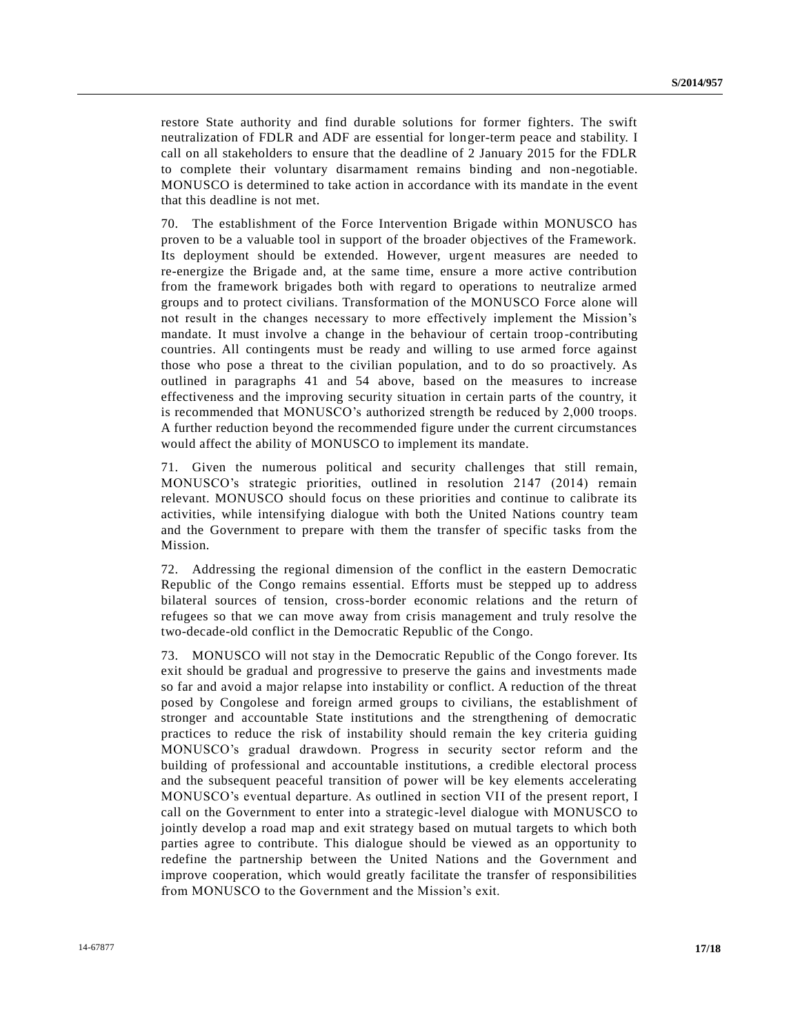restore State authority and find durable solutions for former fighters. The swift neutralization of FDLR and ADF are essential for longer-term peace and stability. I call on all stakeholders to ensure that the deadline of 2 January 2015 for the FDLR to complete their voluntary disarmament remains binding and non-negotiable. MONUSCO is determined to take action in accordance with its mandate in the event that this deadline is not met.

70. The establishment of the Force Intervention Brigade within MONUSCO has proven to be a valuable tool in support of the broader objectives of the Framework. Its deployment should be extended. However, urgent measures are needed to re-energize the Brigade and, at the same time, ensure a more active contribution from the framework brigades both with regard to operations to neutralize armed groups and to protect civilians. Transformation of the MONUSCO Force alone will not result in the changes necessary to more effectively implement the Mission's mandate. It must involve a change in the behaviour of certain troop-contributing countries. All contingents must be ready and willing to use armed force against those who pose a threat to the civilian population, and to do so proactively. As outlined in paragraphs 41 and 54 above, based on the measures to increase effectiveness and the improving security situation in certain parts of the country, it is recommended that MONUSCO's authorized strength be reduced by 2,000 troops. A further reduction beyond the recommended figure under the current circumstances would affect the ability of MONUSCO to implement its mandate.

71. Given the numerous political and security challenges that still remain, MONUSCO's strategic priorities, outlined in resolution 2147 (2014) remain relevant. MONUSCO should focus on these priorities and continue to calibrate its activities, while intensifying dialogue with both the United Nations country team and the Government to prepare with them the transfer of specific tasks from the Mission.

72. Addressing the regional dimension of the conflict in the eastern Democratic Republic of the Congo remains essential. Efforts must be stepped up to address bilateral sources of tension, cross-border economic relations and the return of refugees so that we can move away from crisis management and truly resolve the two-decade-old conflict in the Democratic Republic of the Congo.

73. MONUSCO will not stay in the Democratic Republic of the Congo forever. Its exit should be gradual and progressive to preserve the gains and investments made so far and avoid a major relapse into instability or conflict. A reduction of the threat posed by Congolese and foreign armed groups to civilians, the establishment of stronger and accountable State institutions and the strengthening of democratic practices to reduce the risk of instability should remain the key criteria guiding MONUSCO's gradual drawdown. Progress in security sector reform and the building of professional and accountable institutions, a credible electoral process and the subsequent peaceful transition of power will be key elements accelerating MONUSCO's eventual departure. As outlined in section VII of the present report, I call on the Government to enter into a strategic-level dialogue with MONUSCO to jointly develop a road map and exit strategy based on mutual targets to which both parties agree to contribute. This dialogue should be viewed as an opportunity to redefine the partnership between the United Nations and the Government and improve cooperation, which would greatly facilitate the transfer of responsibilities from MONUSCO to the Government and the Mission's exit.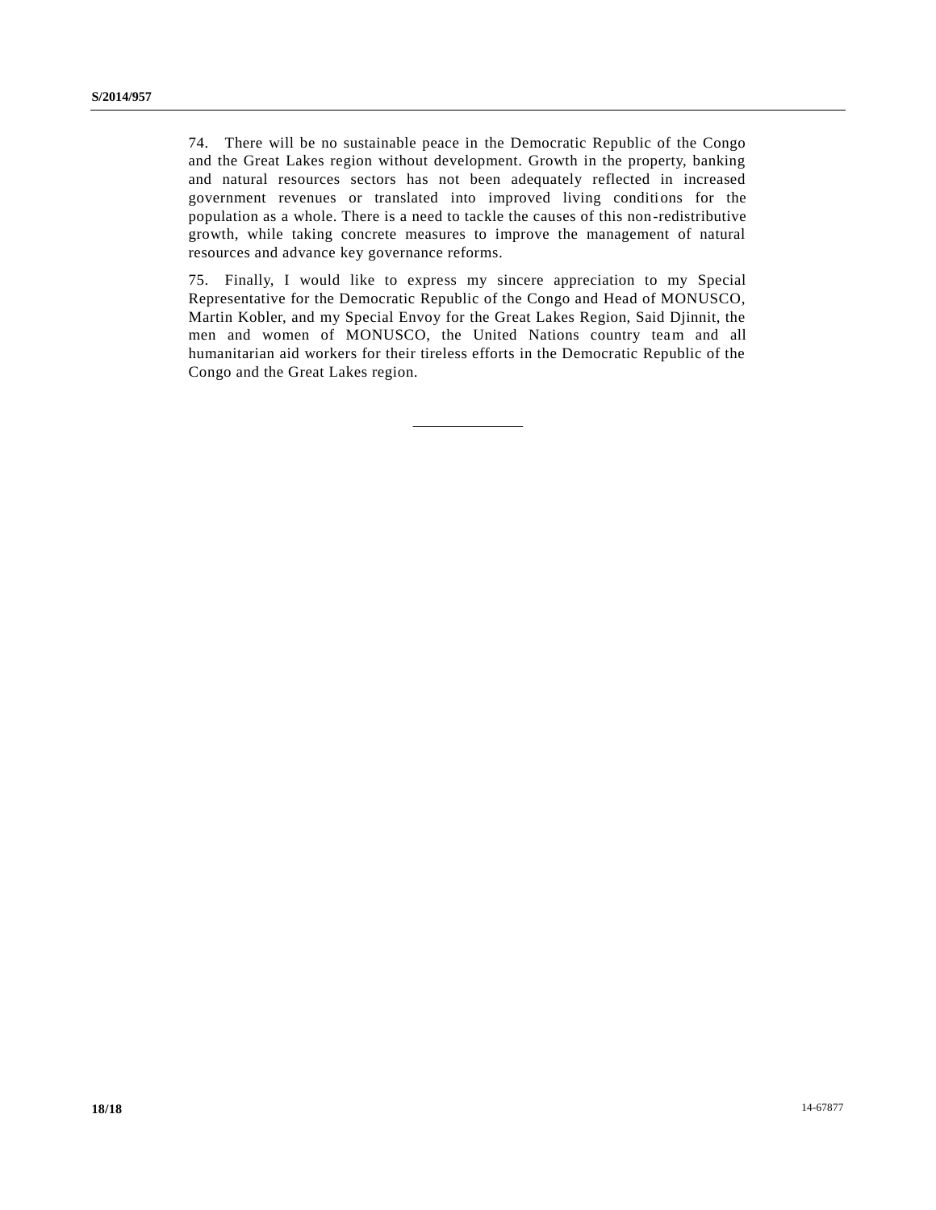74. There will be no sustainable peace in the Democratic Republic of the Congo and the Great Lakes region without development. Growth in the property, banking and natural resources sectors has not been adequately reflected in increased government revenues or translated into improved living conditions for the population as a whole. There is a need to tackle the causes of this non-redistributive growth, while taking concrete measures to improve the management of natural resources and advance key governance reforms.

75. Finally, I would like to express my sincere appreciation to my Special Representative for the Democratic Republic of the Congo and Head of MONUSCO, Martin Kobler, and my Special Envoy for the Great Lakes Region, Said Djinnit, the men and women of MONUSCO, the United Nations country team and all humanitarian aid workers for their tireless efforts in the Democratic Republic of the Congo and the Great Lakes region.